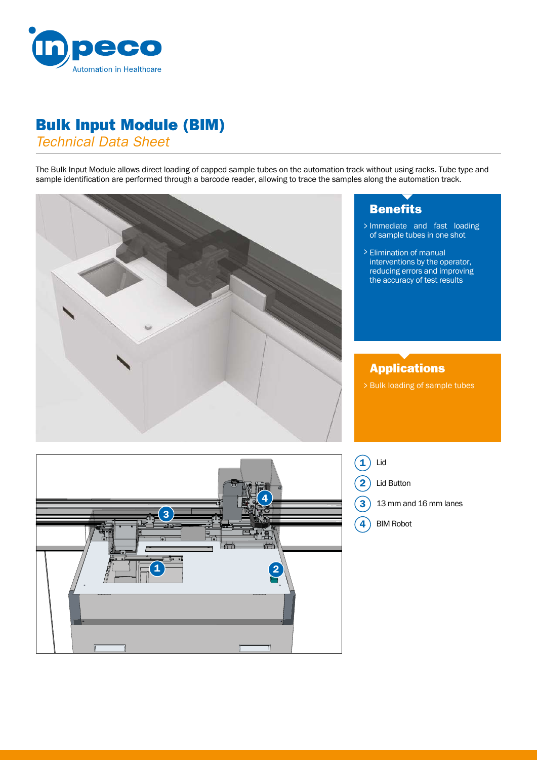# Bulk Input Module (BIM)

*Technical Data Sheet*

The Bulk Input Module allows direct loading of capped sample tubes on the automation track without using racks. Tube type and sample identification are performed through a barcode reader, allowing to trace the samples along the automation track.

## Benefits

- Immediate and fast loading of sample tubes in one shot
- Elimination of manual interventions by the operator, reducing errors and improving the accuracy of test results

## Applications

- Bulk loading of sample tubes

1. Lid
2. Lid Button
3. 13 mm and 16 mm lanes
4. BIM Robot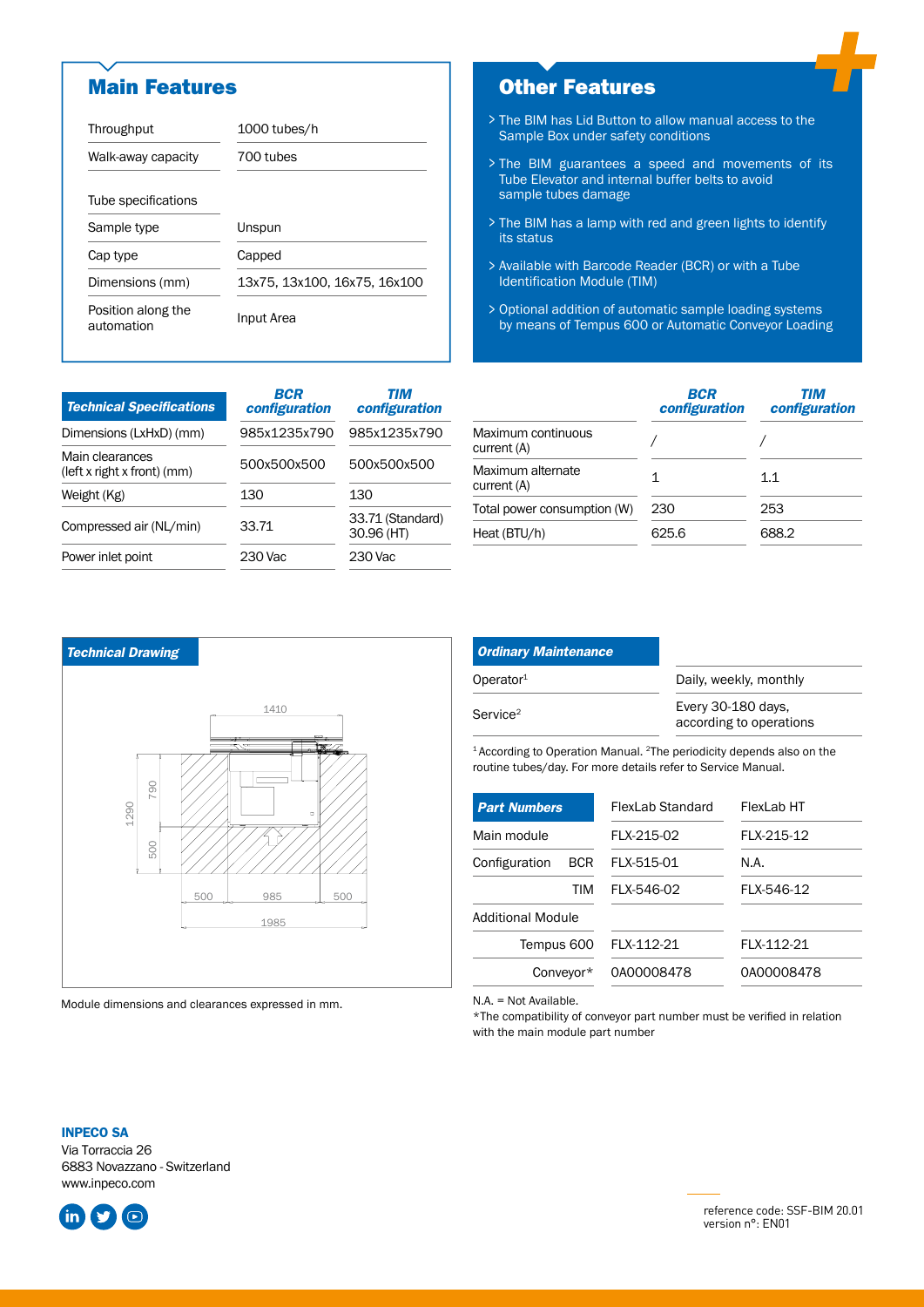## Main Features

| | |
|---|---|
| Throughput | 1000 tubes/h |
| Walk-away capacity | 700 tubes |
| Tube specifications | |
| Sample type | Unspun |
| Cap type | Capped |
| Dimensions (mm) | 13x75, 13x100, 16x75, 16x100 |
| Position along the automation | Input Area |

## Other Features

- The BIM has Lid Button to allow manual access to the Sample Box under safety conditions
- The BIM guarantees a speed and movements of its Tube Elevator and internal buffer belts to avoid sample tubes damage
- The BIM has a lamp with red and green lights to identify its status
- Available with Barcode Reader (BCR) or with a Tube Identification Module (TIM)
- Optional addition of automatic sample loading systems by means of Tempus 600 or Automatic Conveyor Loading

| ***Technical Specifications*** | ***BCR configuration*** | ***TIM configuration*** |
|---|---|---|
| Dimensions (LxHxD) (mm) | 985x1235x790 | 985x1235x790 |
| Main clearances (left x right x front) (mm) | 500x500x500 | 500x500x500 |
| Weight (Kg) | 130 | 130 |
| Compressed air (NL/min) | 33.71 | 33.71 (Standard) 30.96 (HT) |
| Power inlet point | 230 Vac | 230 Vac |

| | ***BCR configuration*** | ***TIM configuration*** |
|---|---|---|
| Maximum continuous current (A) | / | / |
| Maximum alternate current (A) | 1 | 1.1 |
| Total power consumption (W) | 230 | 253 |
| Heat (BTU/h) | 625.6 | 688.2 |

### *Technical Drawing*

1410
790
1290
500
500
985
500
1985

Module dimensions and clearances expressed in mm.

| ***Ordinary Maintenance*** | |
|---|---|
| Operator[1] | Daily, weekly, monthly |
| Service[2] | Every 30-180 days, according to operations |

[1] According to Operation Manual. [2] The periodicity depends also on the routine tubes/day. For more details refer to Service Manual.

| ***Part Numbers*** | | FlexLab Standard | FlexLab HT |
|---|---|---|---|
| Main module | | FLX-215-02 | FLX-215-12 |
| Configuration | BCR | FLX-515-01 | N.A. |
| | TIM | FLX-546-02 | FLX-546-12 |
| Additional Module | | | |
| | Tempus 600 | FLX-112-21 | FLX-112-21 |
| | Conveyor* | 0A00008478 | 0A00008478 |

N.A. = Not Available.
*The compatibility of conveyor part number must be verified in relation with the main module part number

**INPECO SA**
Via Torraccia 26
6883 Novazzano - Switzerland
www.inpeco.com

reference code: SSF-BIM 20.01
version n°: EN01